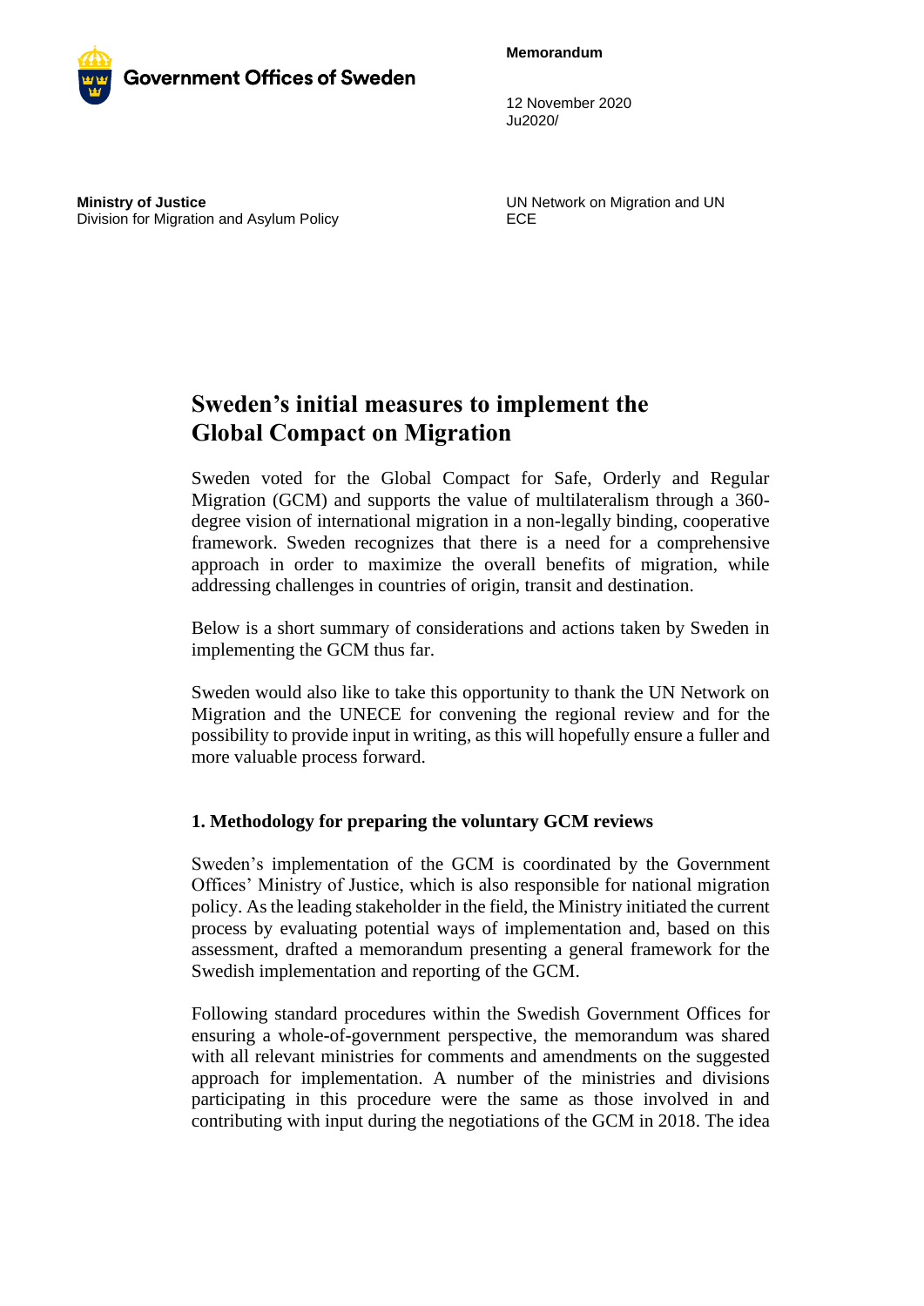**Government Offices of Sweden**

**Memorandum**

12 November 2020
Ju2020/

**Ministry of Justice**
Division for Migration and Asylum Policy

UN Network on Migration and UN ECE

# Sweden's initial measures to implement the Global Compact on Migration

Sweden voted for the Global Compact for Safe, Orderly and Regular Migration (GCM) and supports the value of multilateralism through a 360-degree vision of international migration in a non-legally binding, cooperative framework. Sweden recognizes that there is a need for a comprehensive approach in order to maximize the overall benefits of migration, while addressing challenges in countries of origin, transit and destination.

Below is a short summary of considerations and actions taken by Sweden in implementing the GCM thus far.

Sweden would also like to take this opportunity to thank the UN Network on Migration and the UNECE for convening the regional review and for the possibility to provide input in writing, as this will hopefully ensure a fuller and more valuable process forward.

## 1. Methodology for preparing the voluntary GCM reviews

Sweden's implementation of the GCM is coordinated by the Government Offices' Ministry of Justice, which is also responsible for national migration policy. As the leading stakeholder in the field, the Ministry initiated the current process by evaluating potential ways of implementation and, based on this assessment, drafted a memorandum presenting a general framework for the Swedish implementation and reporting of the GCM.

Following standard procedures within the Swedish Government Offices for ensuring a whole-of-government perspective, the memorandum was shared with all relevant ministries for comments and amendments on the suggested approach for implementation. A number of the ministries and divisions participating in this procedure were the same as those involved in and contributing with input during the negotiations of the GCM in 2018. The idea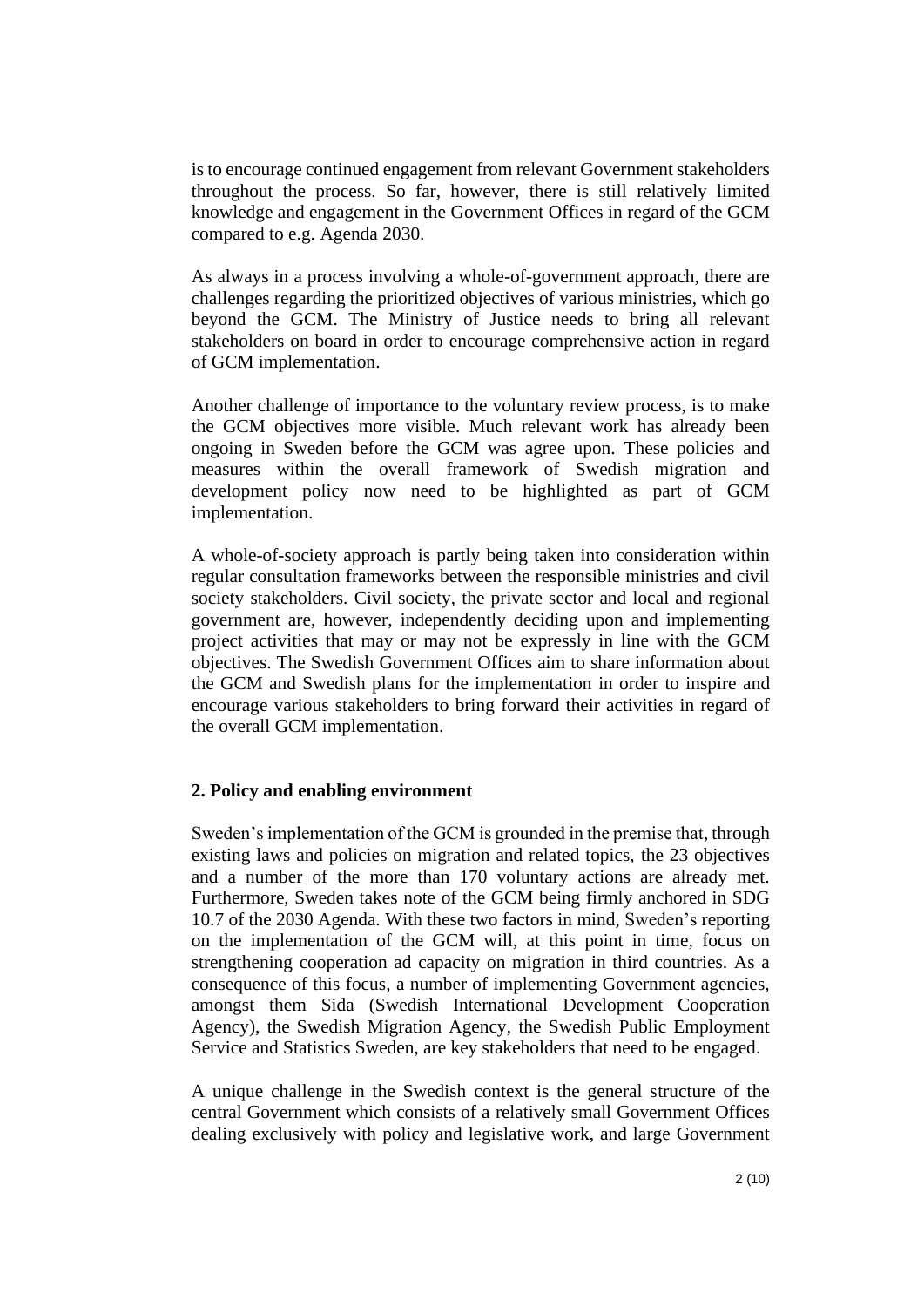is to encourage continued engagement from relevant Government stakeholders throughout the process. So far, however, there is still relatively limited knowledge and engagement in the Government Offices in regard of the GCM compared to e.g. Agenda 2030.

As always in a process involving a whole-of-government approach, there are challenges regarding the prioritized objectives of various ministries, which go beyond the GCM. The Ministry of Justice needs to bring all relevant stakeholders on board in order to encourage comprehensive action in regard of GCM implementation.

Another challenge of importance to the voluntary review process, is to make the GCM objectives more visible. Much relevant work has already been ongoing in Sweden before the GCM was agree upon. These policies and measures within the overall framework of Swedish migration and development policy now need to be highlighted as part of GCM implementation.

A whole-of-society approach is partly being taken into consideration within regular consultation frameworks between the responsible ministries and civil society stakeholders. Civil society, the private sector and local and regional government are, however, independently deciding upon and implementing project activities that may or may not be expressly in line with the GCM objectives. The Swedish Government Offices aim to share information about the GCM and Swedish plans for the implementation in order to inspire and encourage various stakeholders to bring forward their activities in regard of the overall GCM implementation.

## 2. Policy and enabling environment

Sweden's implementation of the GCM is grounded in the premise that, through existing laws and policies on migration and related topics, the 23 objectives and a number of the more than 170 voluntary actions are already met. Furthermore, Sweden takes note of the GCM being firmly anchored in SDG 10.7 of the 2030 Agenda. With these two factors in mind, Sweden's reporting on the implementation of the GCM will, at this point in time, focus on strengthening cooperation ad capacity on migration in third countries. As a consequence of this focus, a number of implementing Government agencies, amongst them Sida (Swedish International Development Cooperation Agency), the Swedish Migration Agency, the Swedish Public Employment Service and Statistics Sweden, are key stakeholders that need to be engaged.

A unique challenge in the Swedish context is the general structure of the central Government which consists of a relatively small Government Offices dealing exclusively with policy and legislative work, and large Government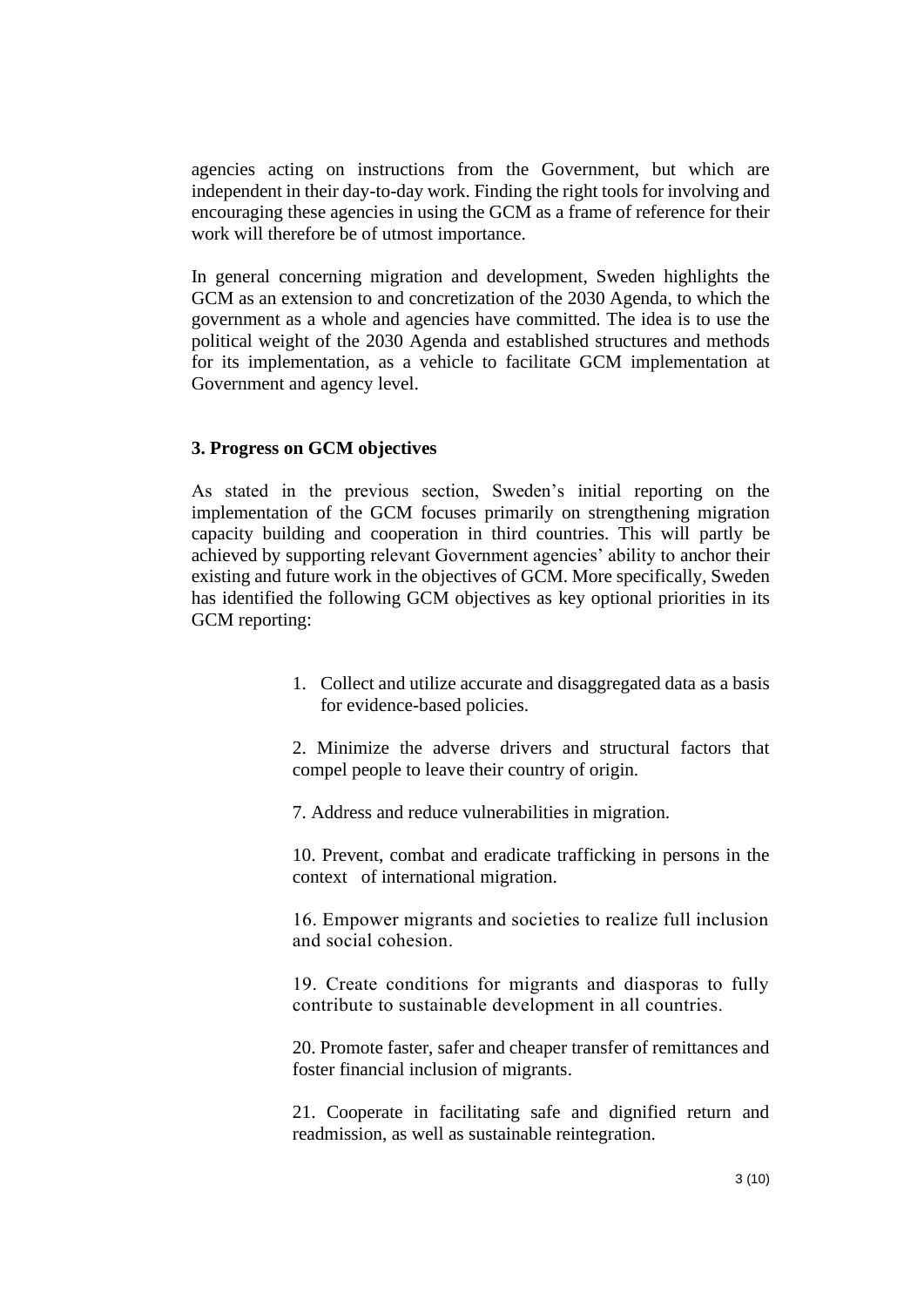agencies acting on instructions from the Government, but which are independent in their day-to-day work. Finding the right tools for involving and encouraging these agencies in using the GCM as a frame of reference for their work will therefore be of utmost importance.

In general concerning migration and development, Sweden highlights the GCM as an extension to and concretization of the 2030 Agenda, to which the government as a whole and agencies have committed. The idea is to use the political weight of the 2030 Agenda and established structures and methods for its implementation, as a vehicle to facilitate GCM implementation at Government and agency level.

### 3. Progress on GCM objectives

As stated in the previous section, Sweden's initial reporting on the implementation of the GCM focuses primarily on strengthening migration capacity building and cooperation in third countries. This will partly be achieved by supporting relevant Government agencies' ability to anchor their existing and future work in the objectives of GCM. More specifically, Sweden has identified the following GCM objectives as key optional priorities in its GCM reporting:

1. Collect and utilize accurate and disaggregated data as a basis for evidence-based policies.

2. Minimize the adverse drivers and structural factors that compel people to leave their country of origin.

7. Address and reduce vulnerabilities in migration.

10. Prevent, combat and eradicate trafficking in persons in the context of international migration.

16. Empower migrants and societies to realize full inclusion and social cohesion.

19. Create conditions for migrants and diasporas to fully contribute to sustainable development in all countries.

20. Promote faster, safer and cheaper transfer of remittances and foster financial inclusion of migrants.

21. Cooperate in facilitating safe and dignified return and readmission, as well as sustainable reintegration.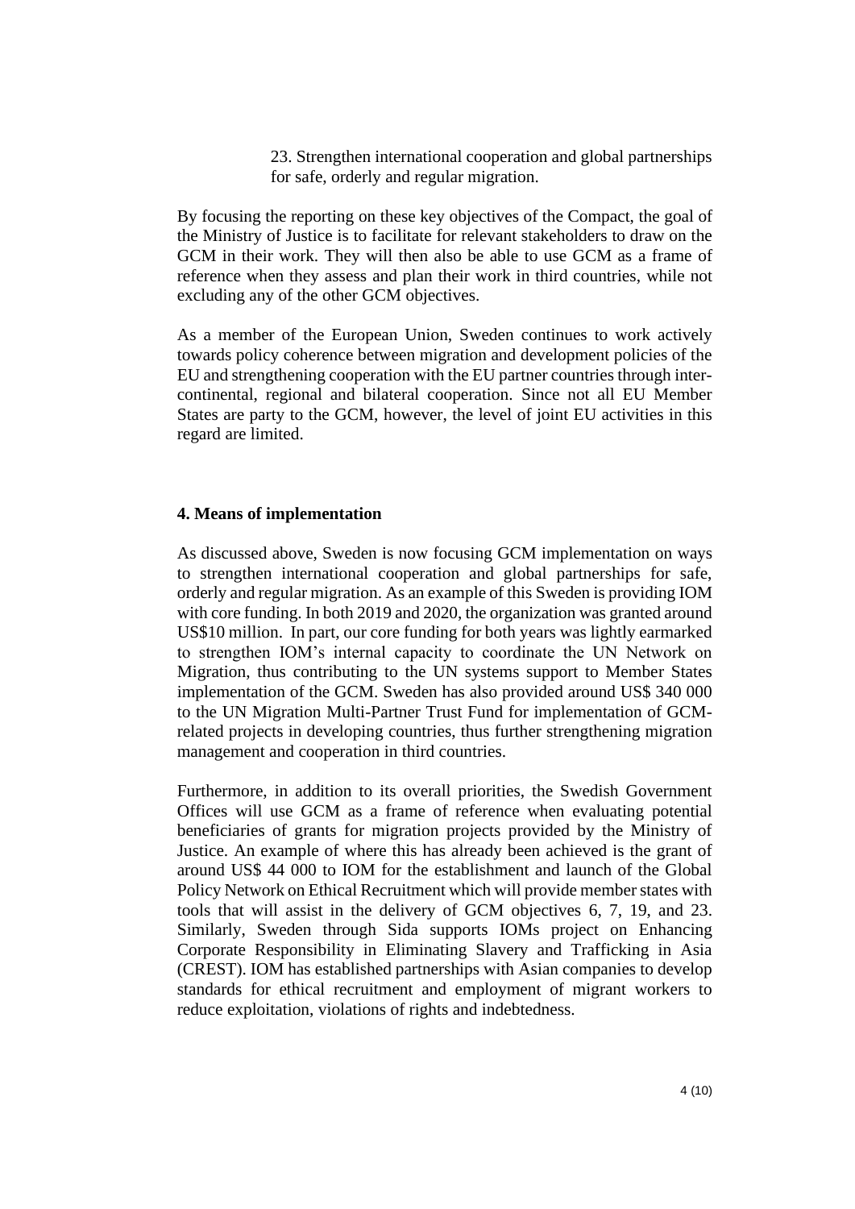23. Strengthen international cooperation and global partnerships for safe, orderly and regular migration.

By focusing the reporting on these key objectives of the Compact, the goal of the Ministry of Justice is to facilitate for relevant stakeholders to draw on the GCM in their work. They will then also be able to use GCM as a frame of reference when they assess and plan their work in third countries, while not excluding any of the other GCM objectives.

As a member of the European Union, Sweden continues to work actively towards policy coherence between migration and development policies of the EU and strengthening cooperation with the EU partner countries through inter-continental, regional and bilateral cooperation. Since not all EU Member States are party to the GCM, however, the level of joint EU activities in this regard are limited.

## 4. Means of implementation

As discussed above, Sweden is now focusing GCM implementation on ways to strengthen international cooperation and global partnerships for safe, orderly and regular migration. As an example of this Sweden is providing IOM with core funding. In both 2019 and 2020, the organization was granted around US$10 million. In part, our core funding for both years was lightly earmarked to strengthen IOM's internal capacity to coordinate the UN Network on Migration, thus contributing to the UN systems support to Member States implementation of the GCM. Sweden has also provided around US$ 340 000 to the UN Migration Multi-Partner Trust Fund for implementation of GCM-related projects in developing countries, thus further strengthening migration management and cooperation in third countries.

Furthermore, in addition to its overall priorities, the Swedish Government Offices will use GCM as a frame of reference when evaluating potential beneficiaries of grants for migration projects provided by the Ministry of Justice. An example of where this has already been achieved is the grant of around US$ 44 000 to IOM for the establishment and launch of the Global Policy Network on Ethical Recruitment which will provide member states with tools that will assist in the delivery of GCM objectives 6, 7, 19, and 23. Similarly, Sweden through Sida supports IOMs project on Enhancing Corporate Responsibility in Eliminating Slavery and Trafficking in Asia (CREST). IOM has established partnerships with Asian companies to develop standards for ethical recruitment and employment of migrant workers to reduce exploitation, violations of rights and indebtedness.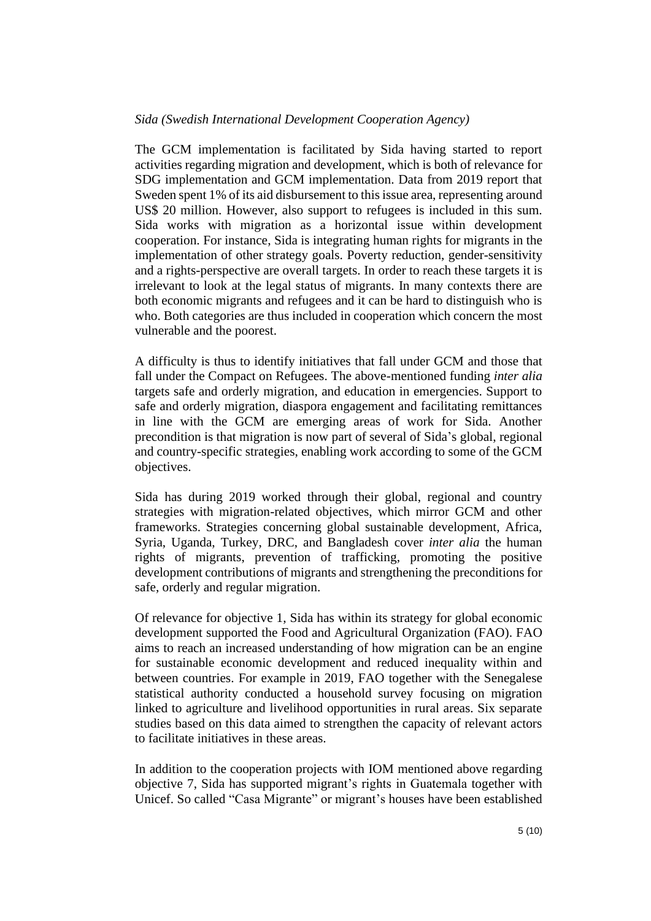*Sida (Swedish International Development Cooperation Agency)*

The GCM implementation is facilitated by Sida having started to report activities regarding migration and development, which is both of relevance for SDG implementation and GCM implementation. Data from 2019 report that Sweden spent 1% of its aid disbursement to this issue area, representing around US$ 20 million. However, also support to refugees is included in this sum. Sida works with migration as a horizontal issue within development cooperation. For instance, Sida is integrating human rights for migrants in the implementation of other strategy goals. Poverty reduction, gender-sensitivity and a rights-perspective are overall targets. In order to reach these targets it is irrelevant to look at the legal status of migrants. In many contexts there are both economic migrants and refugees and it can be hard to distinguish who is who. Both categories are thus included in cooperation which concern the most vulnerable and the poorest.

A difficulty is thus to identify initiatives that fall under GCM and those that fall under the Compact on Refugees. The above-mentioned funding *inter alia* targets safe and orderly migration, and education in emergencies. Support to safe and orderly migration, diaspora engagement and facilitating remittances in line with the GCM are emerging areas of work for Sida. Another precondition is that migration is now part of several of Sida's global, regional and country-specific strategies, enabling work according to some of the GCM objectives.

Sida has during 2019 worked through their global, regional and country strategies with migration-related objectives, which mirror GCM and other frameworks. Strategies concerning global sustainable development, Africa, Syria, Uganda, Turkey, DRC, and Bangladesh cover *inter alia* the human rights of migrants, prevention of trafficking, promoting the positive development contributions of migrants and strengthening the preconditions for safe, orderly and regular migration.

Of relevance for objective 1, Sida has within its strategy for global economic development supported the Food and Agricultural Organization (FAO). FAO aims to reach an increased understanding of how migration can be an engine for sustainable economic development and reduced inequality within and between countries. For example in 2019, FAO together with the Senegalese statistical authority conducted a household survey focusing on migration linked to agriculture and livelihood opportunities in rural areas. Six separate studies based on this data aimed to strengthen the capacity of relevant actors to facilitate initiatives in these areas.

In addition to the cooperation projects with IOM mentioned above regarding objective 7, Sida has supported migrant's rights in Guatemala together with Unicef. So called "Casa Migrante" or migrant's houses have been established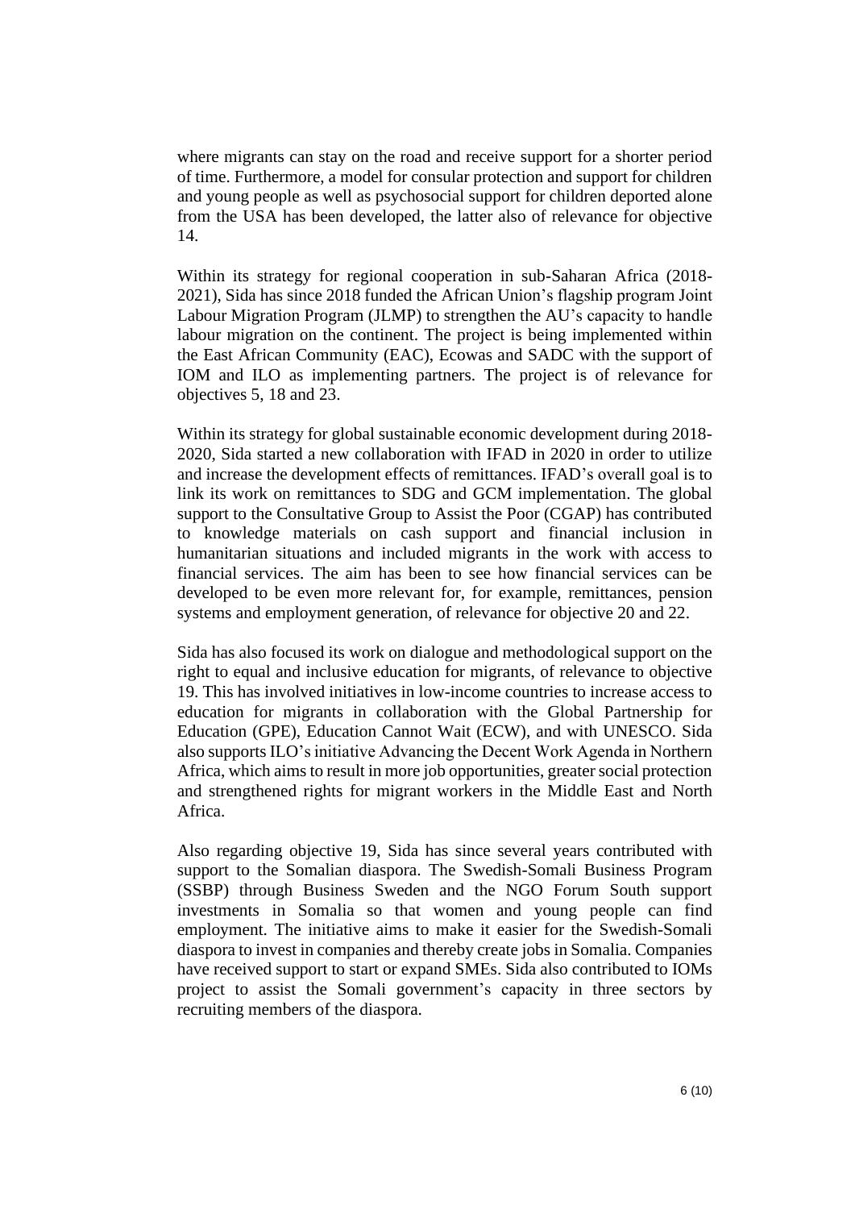where migrants can stay on the road and receive support for a shorter period of time. Furthermore, a model for consular protection and support for children and young people as well as psychosocial support for children deported alone from the USA has been developed, the latter also of relevance for objective 14.

Within its strategy for regional cooperation in sub-Saharan Africa (2018-2021), Sida has since 2018 funded the African Union's flagship program Joint Labour Migration Program (JLMP) to strengthen the AU's capacity to handle labour migration on the continent. The project is being implemented within the East African Community (EAC), Ecowas and SADC with the support of IOM and ILO as implementing partners. The project is of relevance for objectives 5, 18 and 23.

Within its strategy for global sustainable economic development during 2018-2020, Sida started a new collaboration with IFAD in 2020 in order to utilize and increase the development effects of remittances. IFAD's overall goal is to link its work on remittances to SDG and GCM implementation. The global support to the Consultative Group to Assist the Poor (CGAP) has contributed to knowledge materials on cash support and financial inclusion in humanitarian situations and included migrants in the work with access to financial services. The aim has been to see how financial services can be developed to be even more relevant for, for example, remittances, pension systems and employment generation, of relevance for objective 20 and 22.

Sida has also focused its work on dialogue and methodological support on the right to equal and inclusive education for migrants, of relevance to objective 19. This has involved initiatives in low-income countries to increase access to education for migrants in collaboration with the Global Partnership for Education (GPE), Education Cannot Wait (ECW), and with UNESCO. Sida also supports ILO's initiative Advancing the Decent Work Agenda in Northern Africa, which aims to result in more job opportunities, greater social protection and strengthened rights for migrant workers in the Middle East and North Africa.

Also regarding objective 19, Sida has since several years contributed with support to the Somalian diaspora. The Swedish-Somali Business Program (SSBP) through Business Sweden and the NGO Forum South support investments in Somalia so that women and young people can find employment. The initiative aims to make it easier for the Swedish-Somali diaspora to invest in companies and thereby create jobs in Somalia. Companies have received support to start or expand SMEs. Sida also contributed to IOMs project to assist the Somali government's capacity in three sectors by recruiting members of the diaspora.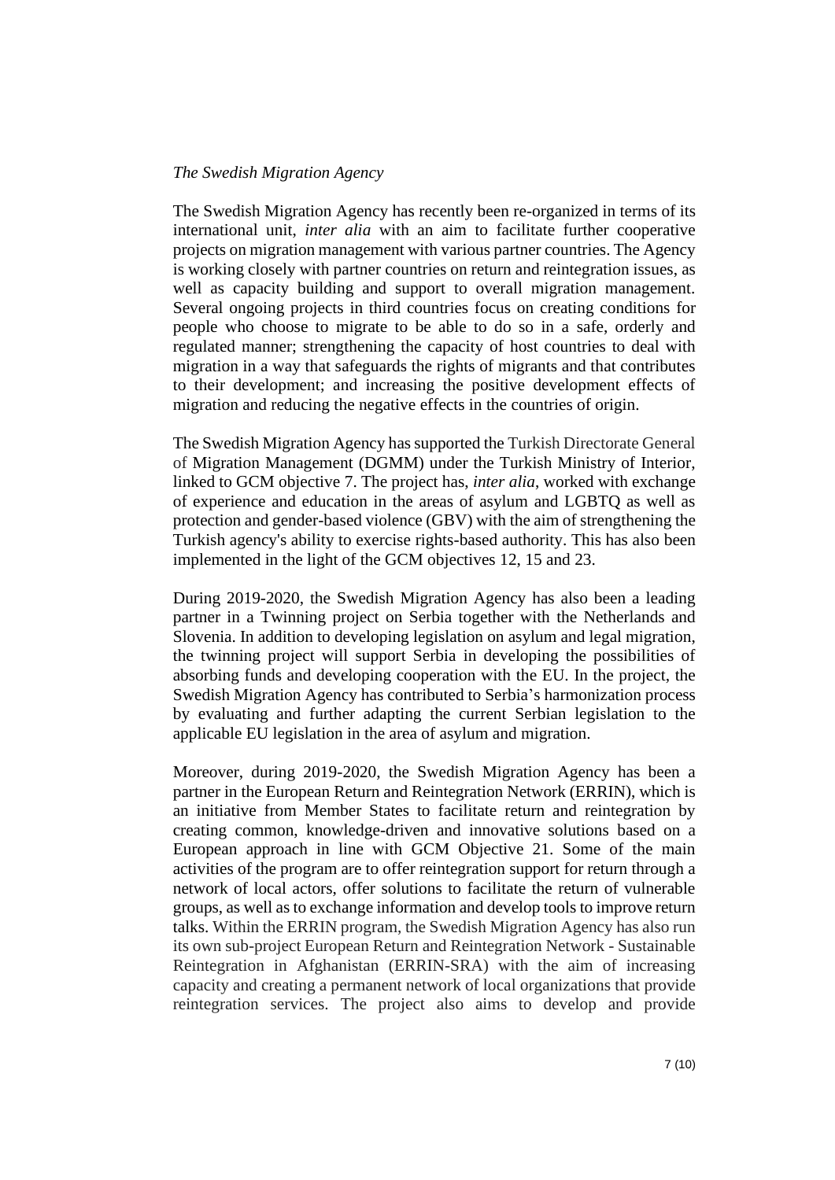*The Swedish Migration Agency*

The Swedish Migration Agency has recently been re-organized in terms of its international unit, *inter alia* with an aim to facilitate further cooperative projects on migration management with various partner countries. The Agency is working closely with partner countries on return and reintegration issues, as well as capacity building and support to overall migration management. Several ongoing projects in third countries focus on creating conditions for people who choose to migrate to be able to do so in a safe, orderly and regulated manner; strengthening the capacity of host countries to deal with migration in a way that safeguards the rights of migrants and that contributes to their development; and increasing the positive development effects of migration and reducing the negative effects in the countries of origin.

The Swedish Migration Agency has supported the Turkish Directorate General of Migration Management (DGMM) under the Turkish Ministry of Interior, linked to GCM objective 7. The project has, *inter alia*, worked with exchange of experience and education in the areas of asylum and LGBTQ as well as protection and gender-based violence (GBV) with the aim of strengthening the Turkish agency's ability to exercise rights-based authority. This has also been implemented in the light of the GCM objectives 12, 15 and 23.

During 2019-2020, the Swedish Migration Agency has also been a leading partner in a Twinning project on Serbia together with the Netherlands and Slovenia. In addition to developing legislation on asylum and legal migration, the twinning project will support Serbia in developing the possibilities of absorbing funds and developing cooperation with the EU. In the project, the Swedish Migration Agency has contributed to Serbia's harmonization process by evaluating and further adapting the current Serbian legislation to the applicable EU legislation in the area of asylum and migration.

Moreover, during 2019-2020, the Swedish Migration Agency has been a partner in the European Return and Reintegration Network (ERRIN), which is an initiative from Member States to facilitate return and reintegration by creating common, knowledge-driven and innovative solutions based on a European approach in line with GCM Objective 21. Some of the main activities of the program are to offer reintegration support for return through a network of local actors, offer solutions to facilitate the return of vulnerable groups, as well as to exchange information and develop tools to improve return talks. Within the ERRIN program, the Swedish Migration Agency has also run its own sub-project European Return and Reintegration Network - Sustainable Reintegration in Afghanistan (ERRIN-SRA) with the aim of increasing capacity and creating a permanent network of local organizations that provide reintegration services. The project also aims to develop and provide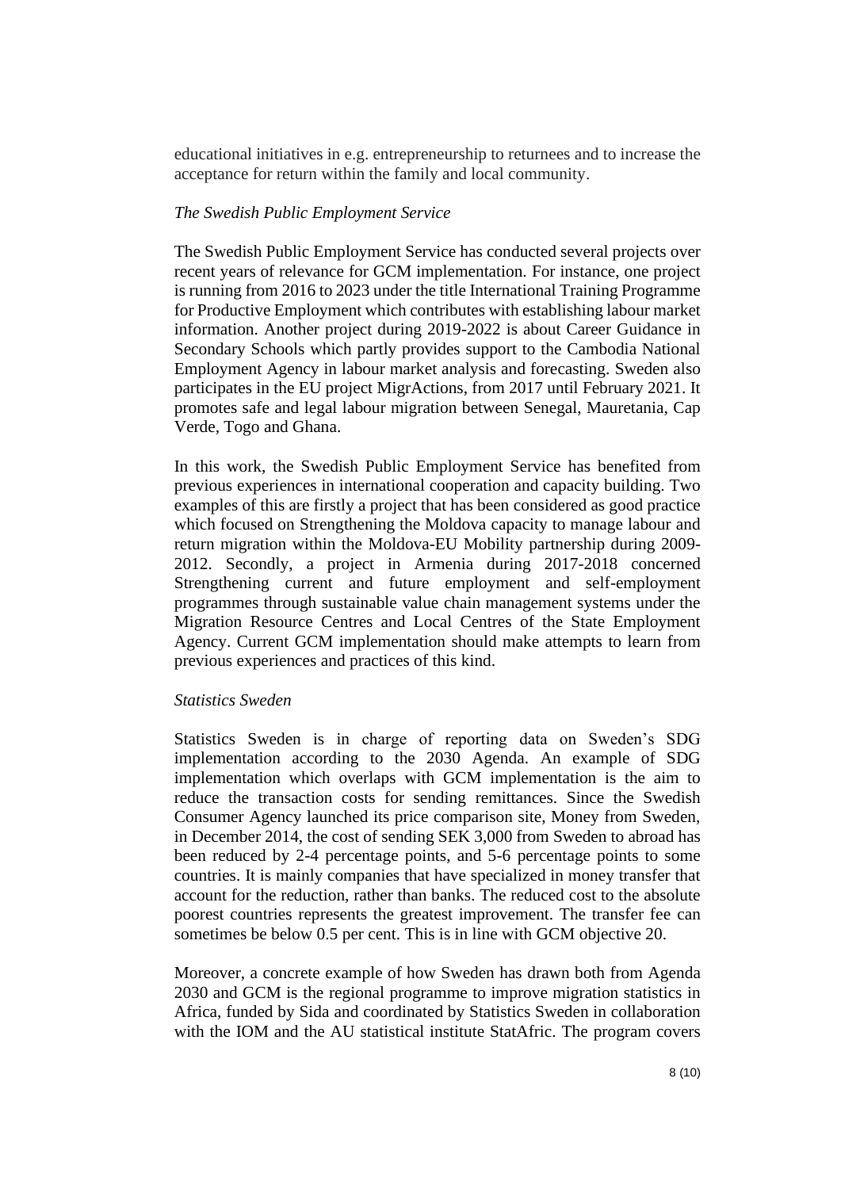educational initiatives in e.g. entrepreneurship to returnees and to increase the acceptance for return within the family and local community.

*The Swedish Public Employment Service*

The Swedish Public Employment Service has conducted several projects over recent years of relevance for GCM implementation. For instance, one project is running from 2016 to 2023 under the title International Training Programme for Productive Employment which contributes with establishing labour market information. Another project during 2019-2022 is about Career Guidance in Secondary Schools which partly provides support to the Cambodia National Employment Agency in labour market analysis and forecasting. Sweden also participates in the EU project MigrActions, from 2017 until February 2021. It promotes safe and legal labour migration between Senegal, Mauretania, Cap Verde, Togo and Ghana.

In this work, the Swedish Public Employment Service has benefited from previous experiences in international cooperation and capacity building. Two examples of this are firstly a project that has been considered as good practice which focused on Strengthening the Moldova capacity to manage labour and return migration within the Moldova-EU Mobility partnership during 2009-2012. Secondly, a project in Armenia during 2017-2018 concerned Strengthening current and future employment and self-employment programmes through sustainable value chain management systems under the Migration Resource Centres and Local Centres of the State Employment Agency. Current GCM implementation should make attempts to learn from previous experiences and practices of this kind.

*Statistics Sweden*

Statistics Sweden is in charge of reporting data on Sweden's SDG implementation according to the 2030 Agenda. An example of SDG implementation which overlaps with GCM implementation is the aim to reduce the transaction costs for sending remittances. Since the Swedish Consumer Agency launched its price comparison site, Money from Sweden, in December 2014, the cost of sending SEK 3,000 from Sweden to abroad has been reduced by 2-4 percentage points, and 5-6 percentage points to some countries. It is mainly companies that have specialized in money transfer that account for the reduction, rather than banks. The reduced cost to the absolute poorest countries represents the greatest improvement. The transfer fee can sometimes be below 0.5 per cent. This is in line with GCM objective 20.

Moreover, a concrete example of how Sweden has drawn both from Agenda 2030 and GCM is the regional programme to improve migration statistics in Africa, funded by Sida and coordinated by Statistics Sweden in collaboration with the IOM and the AU statistical institute StatAfric. The program covers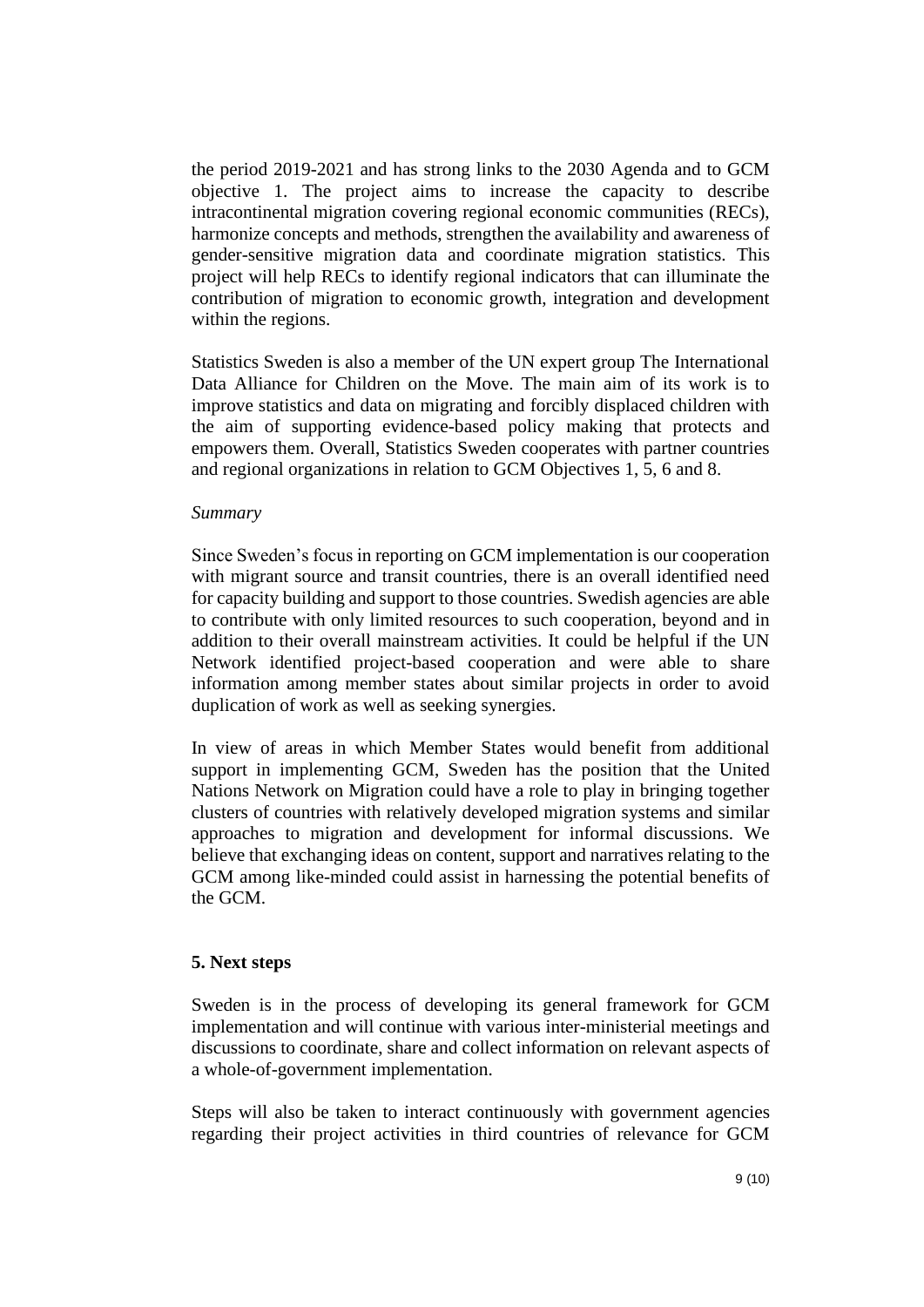the period 2019-2021 and has strong links to the 2030 Agenda and to GCM objective 1. The project aims to increase the capacity to describe intracontinental migration covering regional economic communities (RECs), harmonize concepts and methods, strengthen the availability and awareness of gender-sensitive migration data and coordinate migration statistics. This project will help RECs to identify regional indicators that can illuminate the contribution of migration to economic growth, integration and development within the regions.

Statistics Sweden is also a member of the UN expert group The International Data Alliance for Children on the Move. The main aim of its work is to improve statistics and data on migrating and forcibly displaced children with the aim of supporting evidence-based policy making that protects and empowers them. Overall, Statistics Sweden cooperates with partner countries and regional organizations in relation to GCM Objectives 1, 5, 6 and 8.

*Summary*

Since Sweden's focus in reporting on GCM implementation is our cooperation with migrant source and transit countries, there is an overall identified need for capacity building and support to those countries. Swedish agencies are able to contribute with only limited resources to such cooperation, beyond and in addition to their overall mainstream activities. It could be helpful if the UN Network identified project-based cooperation and were able to share information among member states about similar projects in order to avoid duplication of work as well as seeking synergies.

In view of areas in which Member States would benefit from additional support in implementing GCM, Sweden has the position that the United Nations Network on Migration could have a role to play in bringing together clusters of countries with relatively developed migration systems and similar approaches to migration and development for informal discussions. We believe that exchanging ideas on content, support and narratives relating to the GCM among like-minded could assist in harnessing the potential benefits of the GCM.

## 5. Next steps

Sweden is in the process of developing its general framework for GCM implementation and will continue with various inter-ministerial meetings and discussions to coordinate, share and collect information on relevant aspects of a whole-of-government implementation.

Steps will also be taken to interact continuously with government agencies regarding their project activities in third countries of relevance for GCM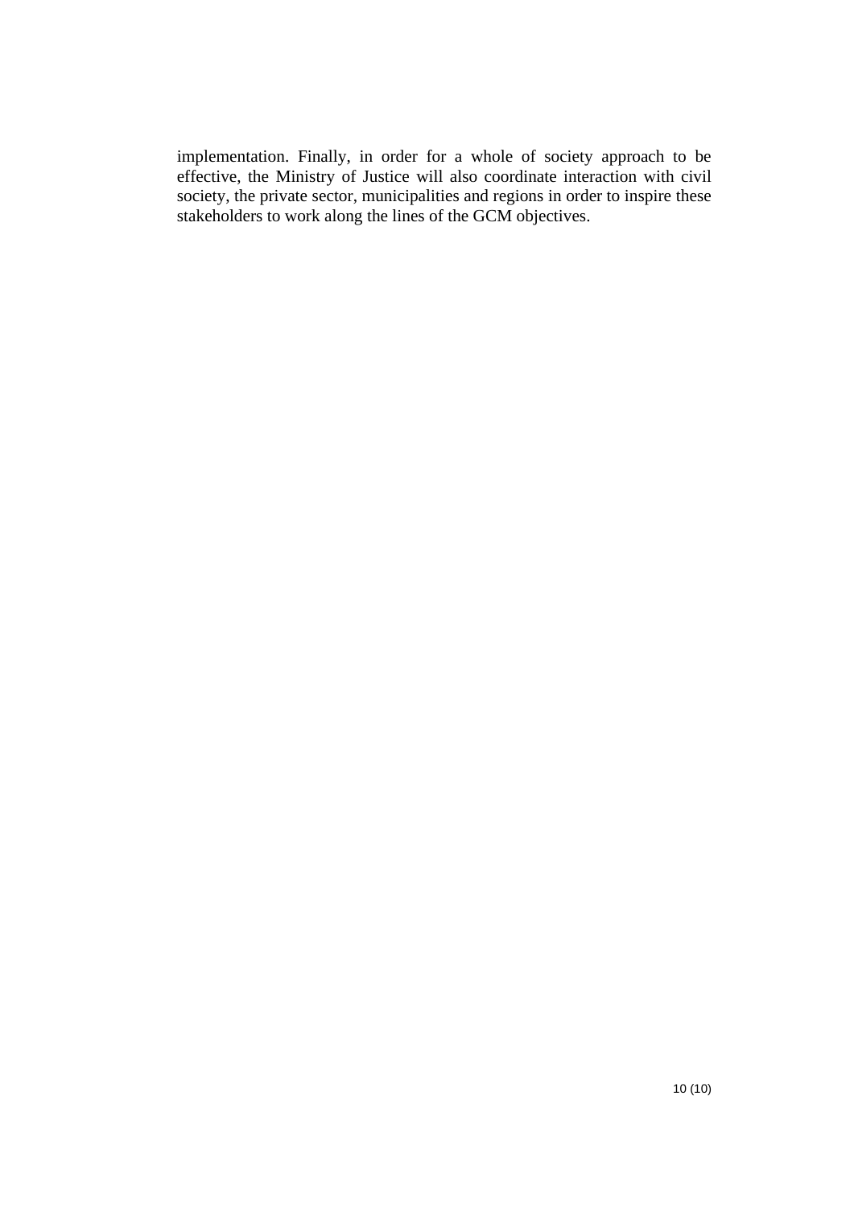implementation. Finally, in order for a whole of society approach to be effective, the Ministry of Justice will also coordinate interaction with civil society, the private sector, municipalities and regions in order to inspire these stakeholders to work along the lines of the GCM objectives.